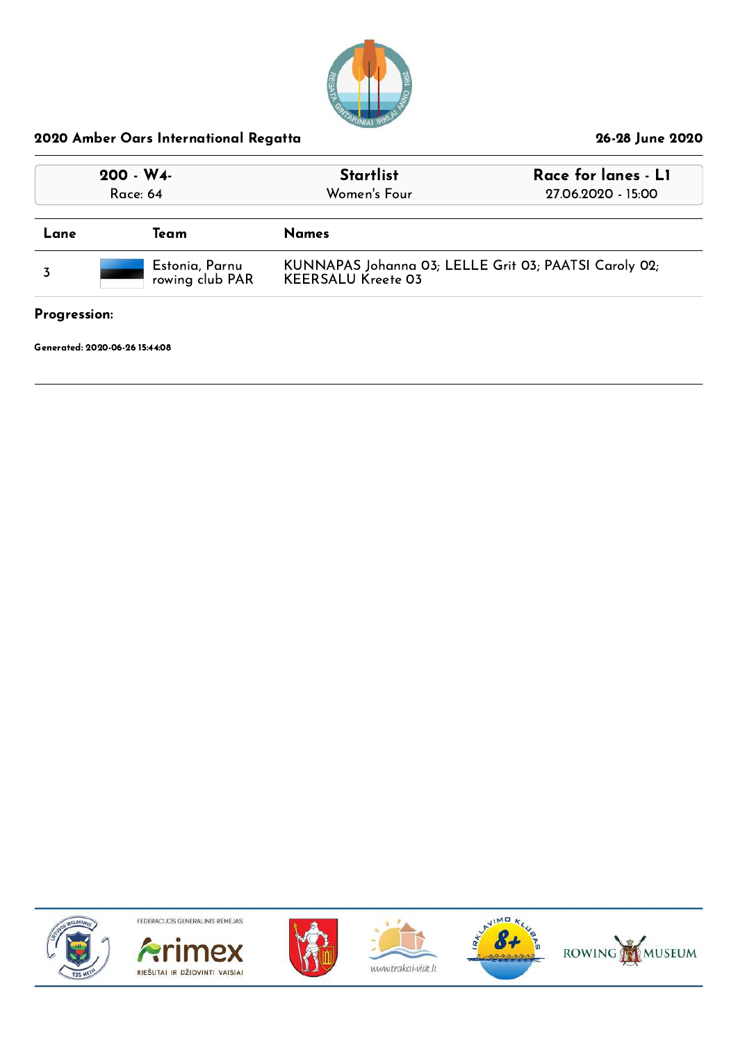## 2020 Amber Oars International Regatta

26-28 June 2020

| 200 - W4- | Startlist | Race for lanes - L1 |
|---|---|---|
| Race: 64 | Women's Four | 27.06.2020 - 15:00 |

| Lane | Team | Names |
|---|---|---|
| 3 | Estonia, Parnu rowing club PAR | KUNNAPAS Johanna 03; LELLE Grit 03; PAATSI Caroly 02; KEERSALU Kreete 03 |

**Progression:**

**Generated: 2020-06-26 15:44:08**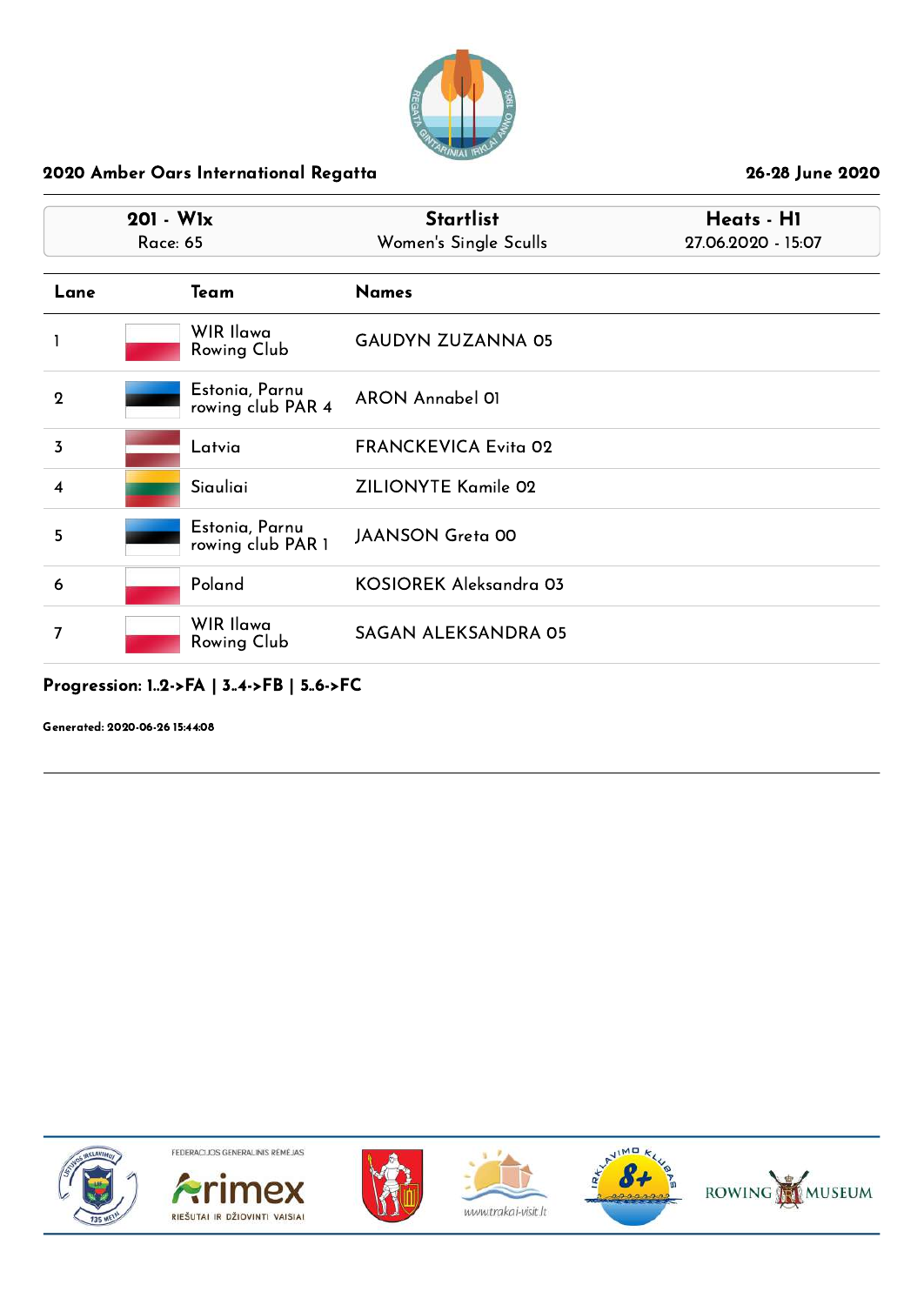**2020 Amber Oars International Regatta** | **26-28 June 2020**

| 201 - W1x | Startlist | Heats - H1 |
|---|---|---|
| Race: 65 | Women's Single Sculls | 27.06.2020 - 15:07 |

| Lane | Team | Names |
|---|---|---|
| 1 | WIR Ilawa Rowing Club | GAUDYN ZUZANNA 05 |
| 2 | Estonia, Parnu rowing club PAR 4 | ARON Annabel 01 |
| 3 | Latvia | FRANCKEVICA Evita 02 |
| 4 | Siauliai | ZILIONYTE Kamile 02 |
| 5 | Estonia, Parnu rowing club PAR 1 | JAANSON Greta 00 |
| 6 | Poland | KOSIOREK Aleksandra 03 |
| 7 | WIR Ilawa Rowing Club | SAGAN ALEKSANDRA 05 |

**Progression: 1..2->FA | 3..4->FB | 5..6->FC**

**Generated: 2020-06-26 15:44:08**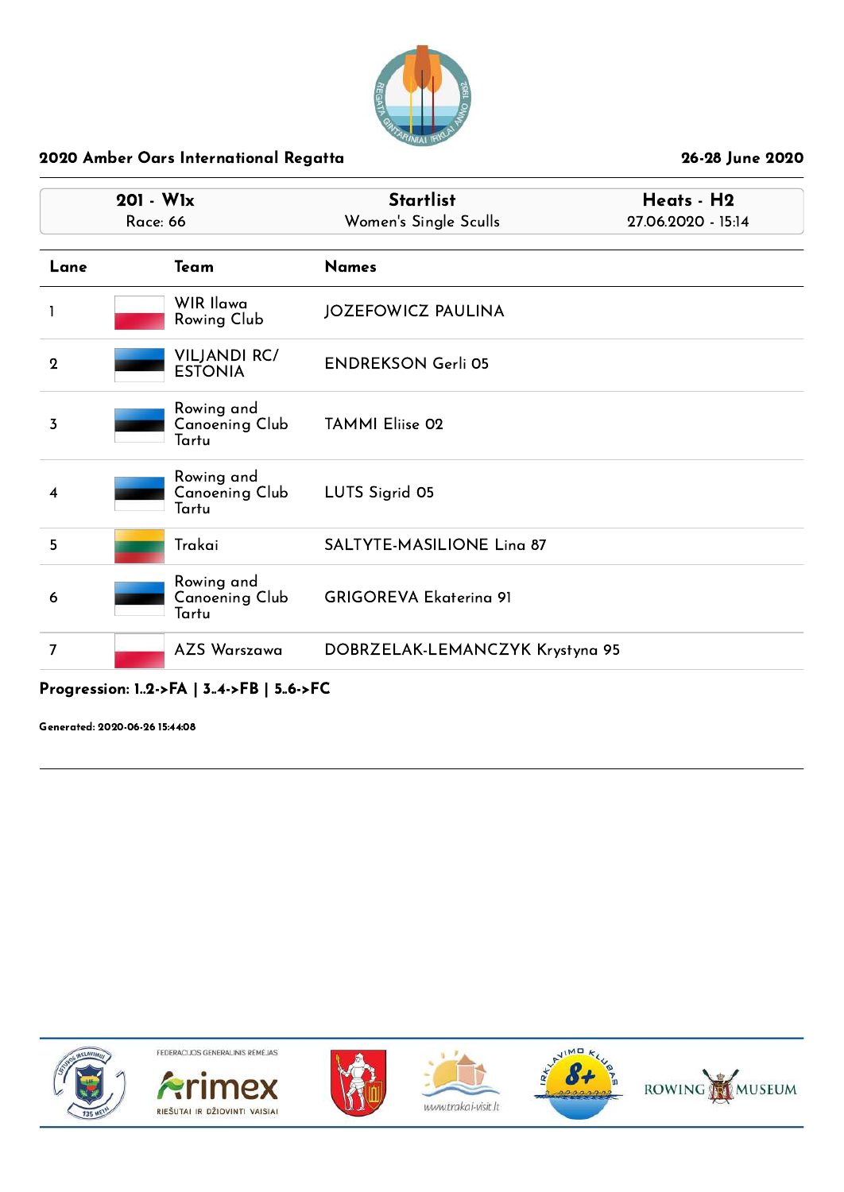**2020 Amber Oars International Regatta** — **26-28 June 2020**

| 201 - W1x | Startlist | Heats - H2 |
|---|---|---|
| Race: 66 | Women's Single Sculls | 27.06.2020 - 15:14 |

| Lane | Team | Names |
|---|---|---|
| 1 | WIR Ilawa Rowing Club | JOZEFOWICZ PAULINA |
| 2 | VILJANDI RC/ ESTONIA | ENDREKSON Gerli 05 |
| 3 | Rowing and Canoeing Club Tartu | TAMMI Eliise 02 |
| 4 | Rowing and Canoeing Club Tartu | LUTS Sigrid 05 |
| 5 | Trakai | SALTYTE-MASILIONE Lina 87 |
| 6 | Rowing and Canoeing Club Tartu | GRIGOREVA Ekaterina 91 |
| 7 | AZS Warszawa | DOBRZELAK-LEMANCZYK Krystyna 95 |

**Progression: 1..2->FA | 3..4->FB | 5..6->FC**

**Generated: 2020-06-26 15:44:08**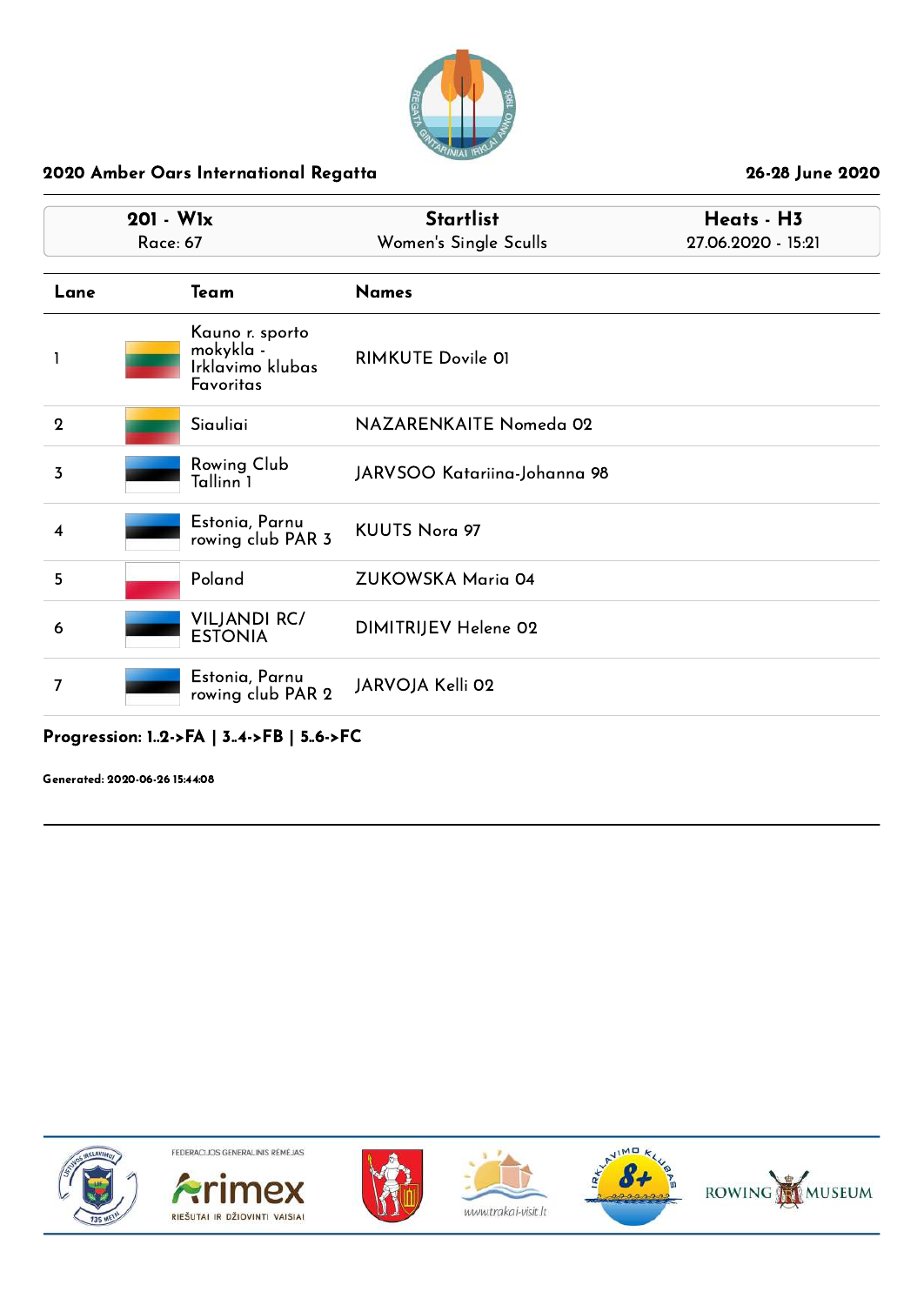## 2020 Amber Oars International Regatta

26-28 June 2020

| 201 - W1x | Startlist | Heats - H3 |
|---|---|---|
| Race: 67 | Women's Single Sculls | 27.06.2020 - 15:21 |

| Lane | Team | Names |
|---|---|---|
| 1 | Kauno r. sporto mokykla - Irklavimo klubas Favoritas | RIMKUTE Dovile 01 |
| 2 | Siauliai | NAZARENKAITE Nomeda 02 |
| 3 | Rowing Club Tallinn 1 | JARVSOO Katariina-Johanna 98 |
| 4 | Estonia, Parnu rowing club PAR 3 | KUUTS Nora 97 |
| 5 | Poland | ZUKOWSKA Maria 04 |
| 6 | VILJANDI RC/ ESTONIA | DIMITRIJEV Helene 02 |
| 7 | Estonia, Parnu rowing club PAR 2 | JARVOJA Kelli 02 |

**Progression: 1..2->FA | 3..4->FB | 5..6->FC**

**Generated: 2020-06-26 15:44:08**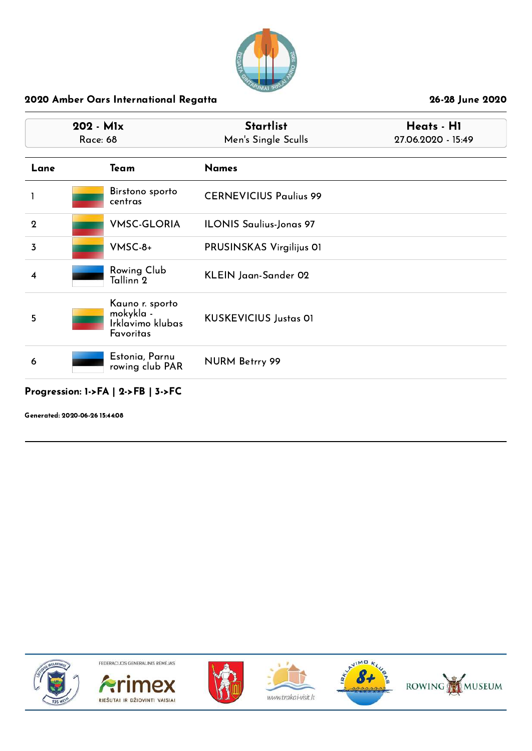## 2020 Amber Oars International Regatta

26-28 June 2020

| 202 - M1x | Startlist | Heats - H1 |
|---|---|---|
| Race: 68 | Men's Single Sculls | 27.06.2020 - 15:49 |

| Lane | Team | Names |
|---|---|---|
| 1 | Birstono sporto centras | CERNEVICIUS Paulius 99 |
| 2 | VMSC-GLORIA | ILONIS Saulius-Jonas 97 |
| 3 | VMSC-8+ | PRUSINSKAS Virgilijus 01 |
| 4 | Rowing Club Tallinn 2 | KLEIN Jaan-Sander 02 |
| 5 | Kauno r. sporto mokykla - Irklavimo klubas Favoritas | KUSKEVICIUS Justas 01 |
| 6 | Estonia, Parnu rowing club PAR | NURM Betrry 99 |

**Progression: 1->FA | 2->FB | 3->FC**

**Generated: 2020-06-26 15:44:08**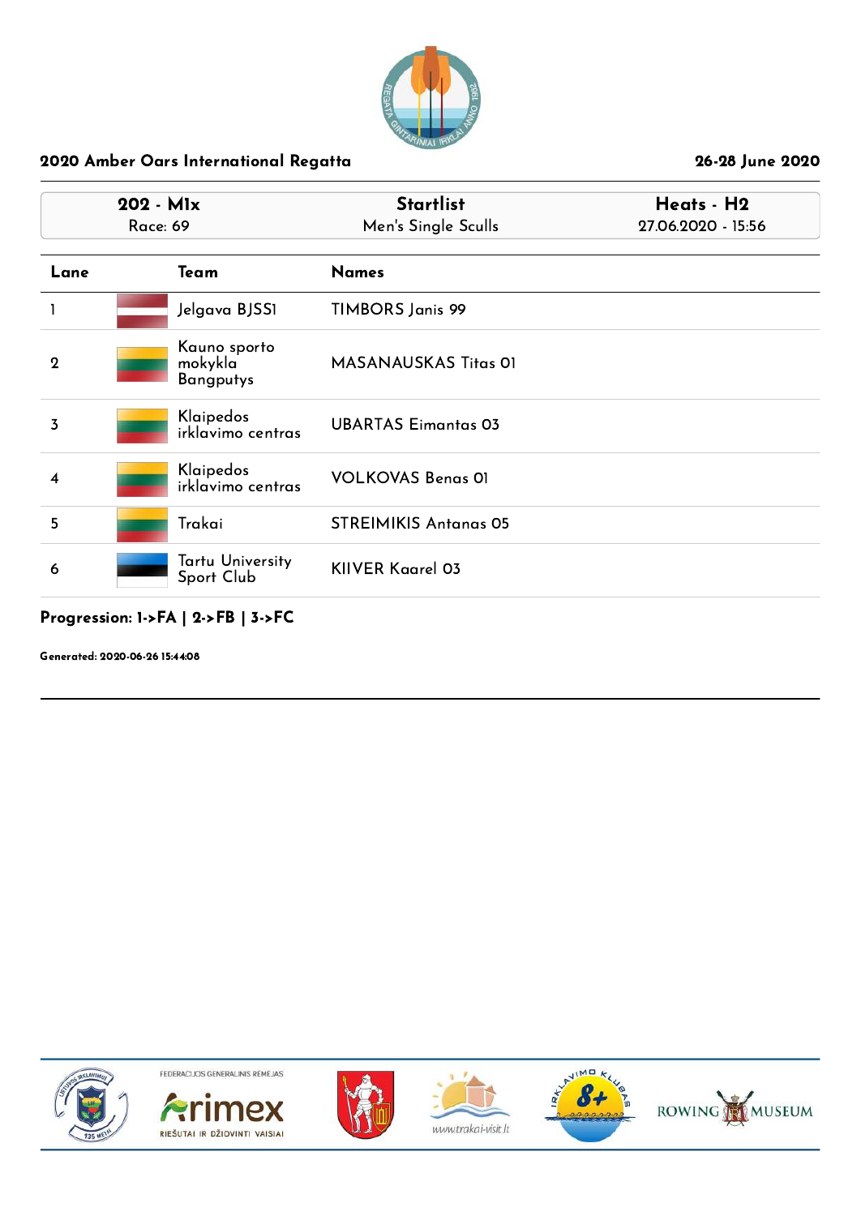## 2020 Amber Oars International Regatta

26-28 June 2020

| 202 - M1x | Startlist | Heats - H2 |
|---|---|---|
| Race: 69 | Men's Single Sculls | 27.06.2020 - 15:56 |

| Lane | Team | Names |
|---|---|---|
| 1 | Jelgava BJSS1 | TIMBORS Janis 99 |
| 2 | Kauno sporto mokykla Bangputys | MASANAUSKAS Titas 01 |
| 3 | Klaipedos irklavimo centras | UBARTAS Eimantas 03 |
| 4 | Klaipedos irklavimo centras | VOLKOVAS Benas 01 |
| 5 | Trakai | STREIMIKIS Antanas 05 |
| 6 | Tartu University Sport Club | KIIVER Kaarel 03 |

**Progression: 1->FA | 2->FB | 3->FC**

**Generated: 2020-06-26 15:44:08**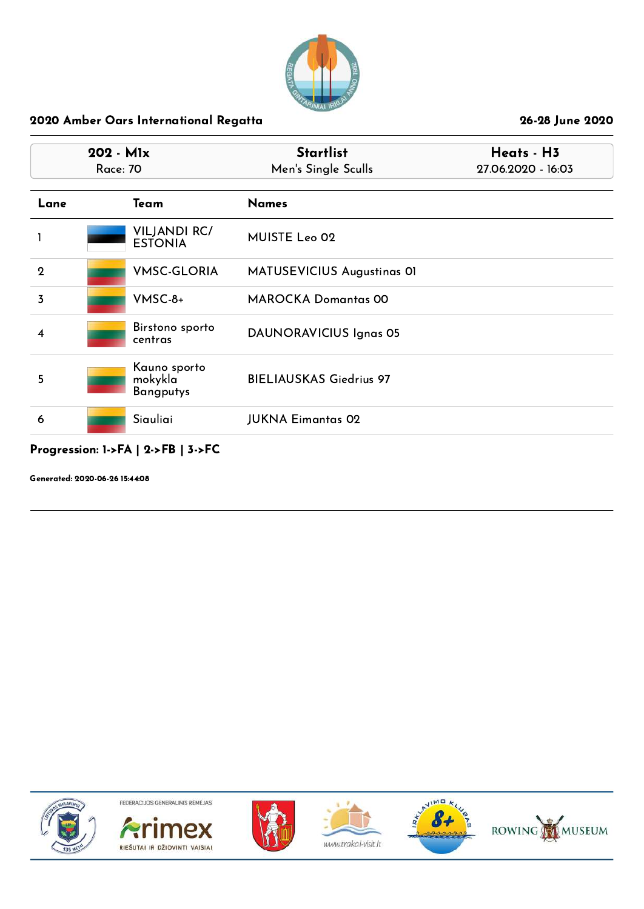## 2020 Amber Oars International Regatta

26-28 June 2020

| 202 - M1x<br>Race: 70 | Startlist<br>Men's Single Sculls | Heats - H3<br>27.06.2020 - 16:03 |
|---|---|---|

| Lane | Team | Names |
|---|---|---|
| 1 | VILJANDI RC/ ESTONIA | MUISTE Leo 02 |
| 2 | VMSC-GLORIA | MATUSEVICIUS Augustinas 01 |
| 3 | VMSC-8+ | MAROCKA Domantas 00 |
| 4 | Birstono sporto centras | DAUNORAVICIUS Ignas 05 |
| 5 | Kauno sporto mokykla Bangputys | BIELIAUSKAS Giedrius 97 |
| 6 | Siauliai | JUKNA Eimantas 02 |

**Progression: 1->FA | 2->FB | 3->FC**

**Generated: 2020-06-26 15:44:08**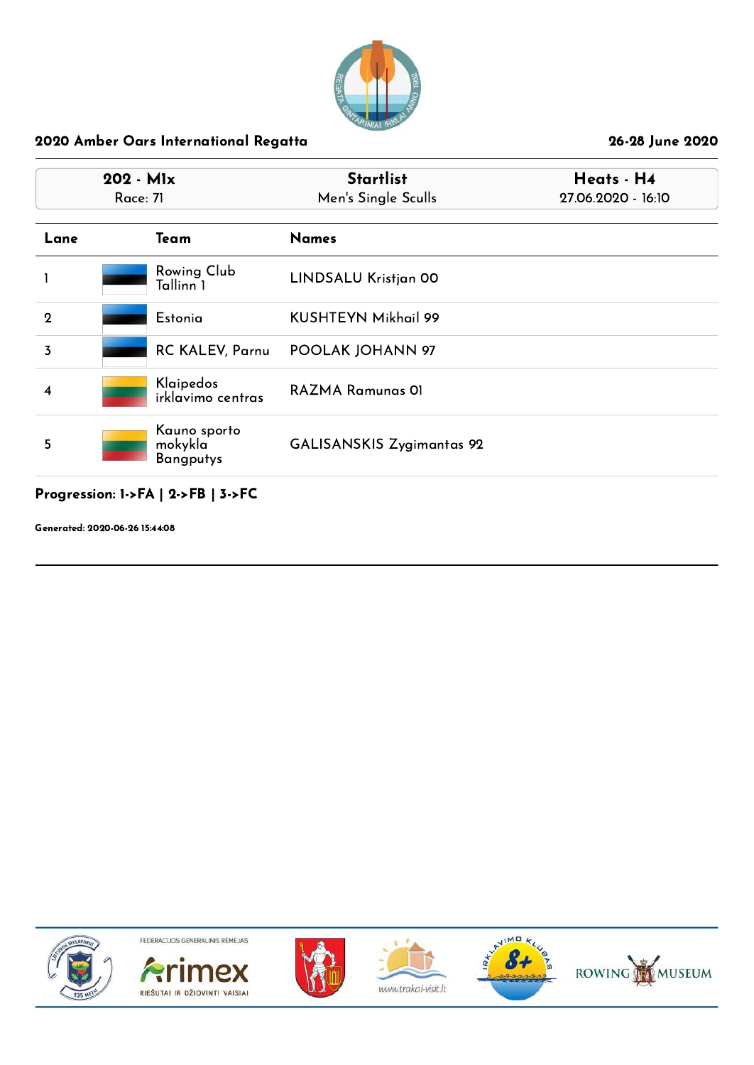## 2020 Amber Oars International Regatta

26-28 June 2020

| 202 - M1x<br>Race: 71 | Startlist<br>Men's Single Sculls | Heats - H4<br>27.06.2020 - 16:10 |
|---|---|---|

| Lane | Team | Names |
|---|---|---|
| 1 | Rowing Club Tallinn 1 | LINDSALU Kristjan 00 |
| 2 | Estonia | KUSHTEYN Mikhail 99 |
| 3 | RC KALEV, Parnu | POOLAK JOHANN 97 |
| 4 | Klaipedos irklavimo centras | RAZMA Ramunas 01 |
| 5 | Kauno sporto mokykla Bangputys | GALISANSKIS Zygimantas 92 |

**Progression: 1->FA | 2->FB | 3->FC**

**Generated: 2020-06-26 15:44:08**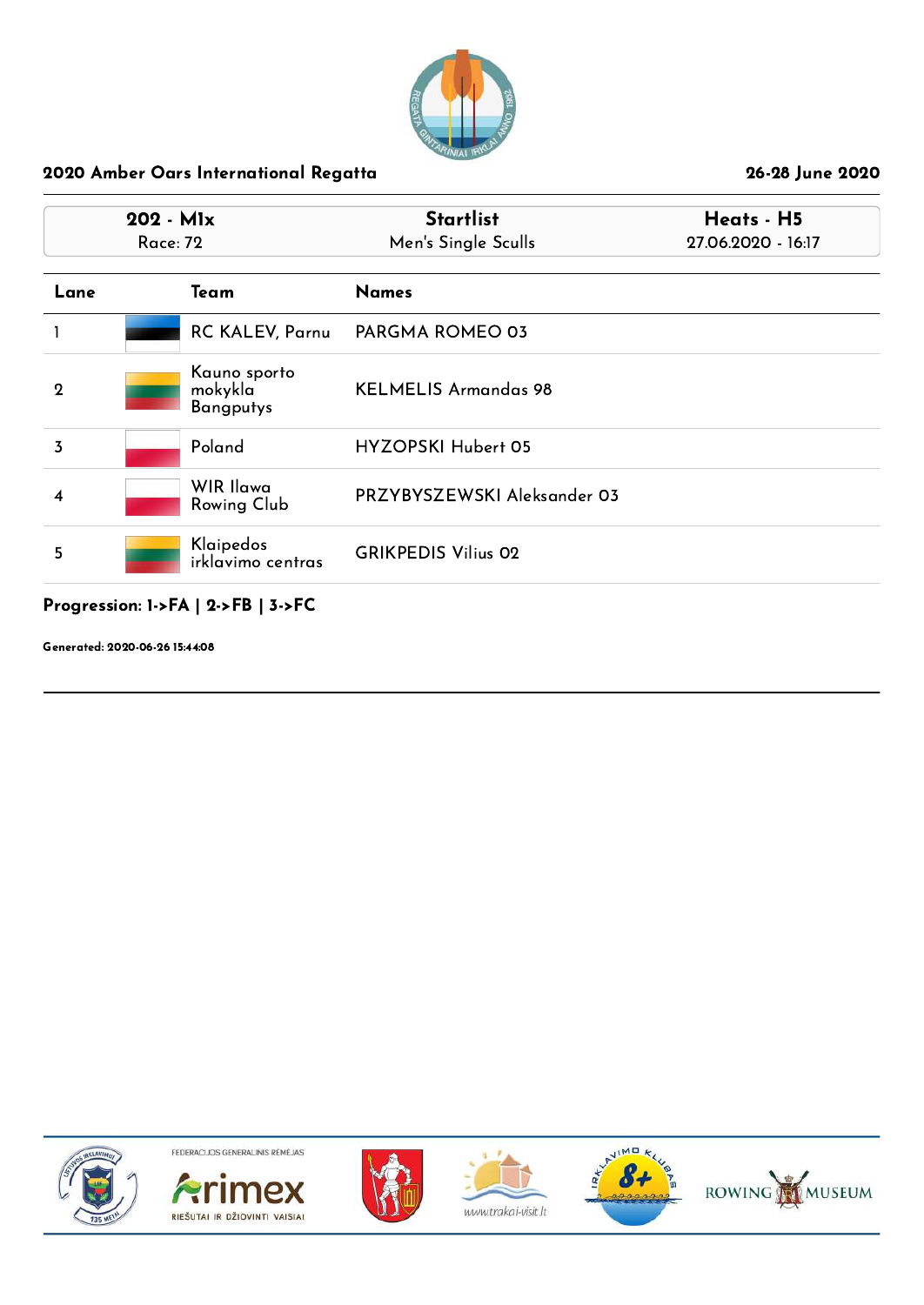## 2020 Amber Oars International Regatta

26-28 June 2020

| 202 - M1x | Startlist | Heats - H5 |
|---|---|---|
| Race: 72 | Men's Single Sculls | 27.06.2020 - 16:17 |

| Lane | Team | Names |
|---|---|---|
| 1 | RC KALEV, Parnu | PARGMA ROMEO 03 |
| 2 | Kauno sporto mokykla Bangputys | KELMELIS Armandas 98 |
| 3 | Poland | HYZOPSKI Hubert 05 |
| 4 | WIR Ilawa Rowing Club | PRZYBYSZEWSKI Aleksander 03 |
| 5 | Klaipedos irklavimo centras | GRIKPEDIS Vilius 02 |

**Progression: 1->FA | 2->FB | 3->FC**

**Generated: 2020-06-26 15:44:08**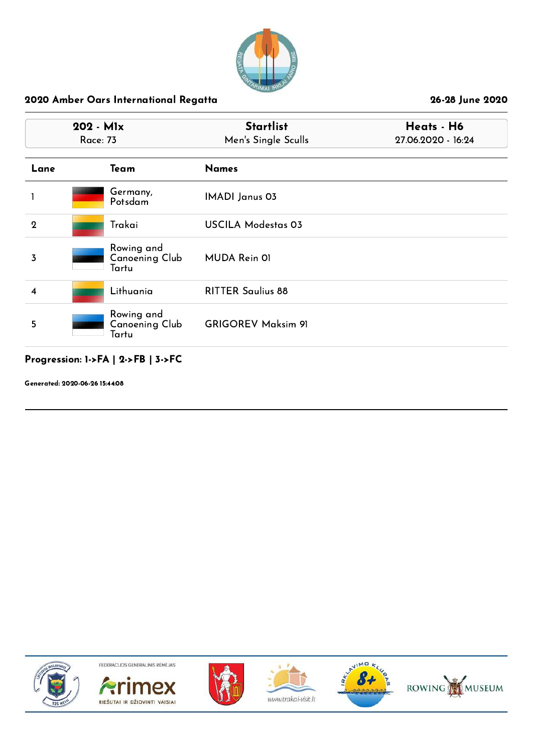## 2020 Amber Oars International Regatta

26-28 June 2020

| 202 - M1x | Startlist | Heats - H6 |
|---|---|---|
| Race: 73 | Men's Single Sculls | 27.06.2020 - 16:24 |

| Lane | Team | Names |
|---|---|---|
| 1 | Germany, Potsdam | IMADI Janus 03 |
| 2 | Trakai | USCILA Modestas 03 |
| 3 | Rowing and Canoening Club Tartu | MUDA Rein 01 |
| 4 | Lithuania | RITTER Saulius 88 |
| 5 | Rowing and Canoening Club Tartu | GRIGOREV Maksim 91 |

**Progression: 1->FA | 2->FB | 3->FC**

**Generated: 2020-06-26 15:44:08**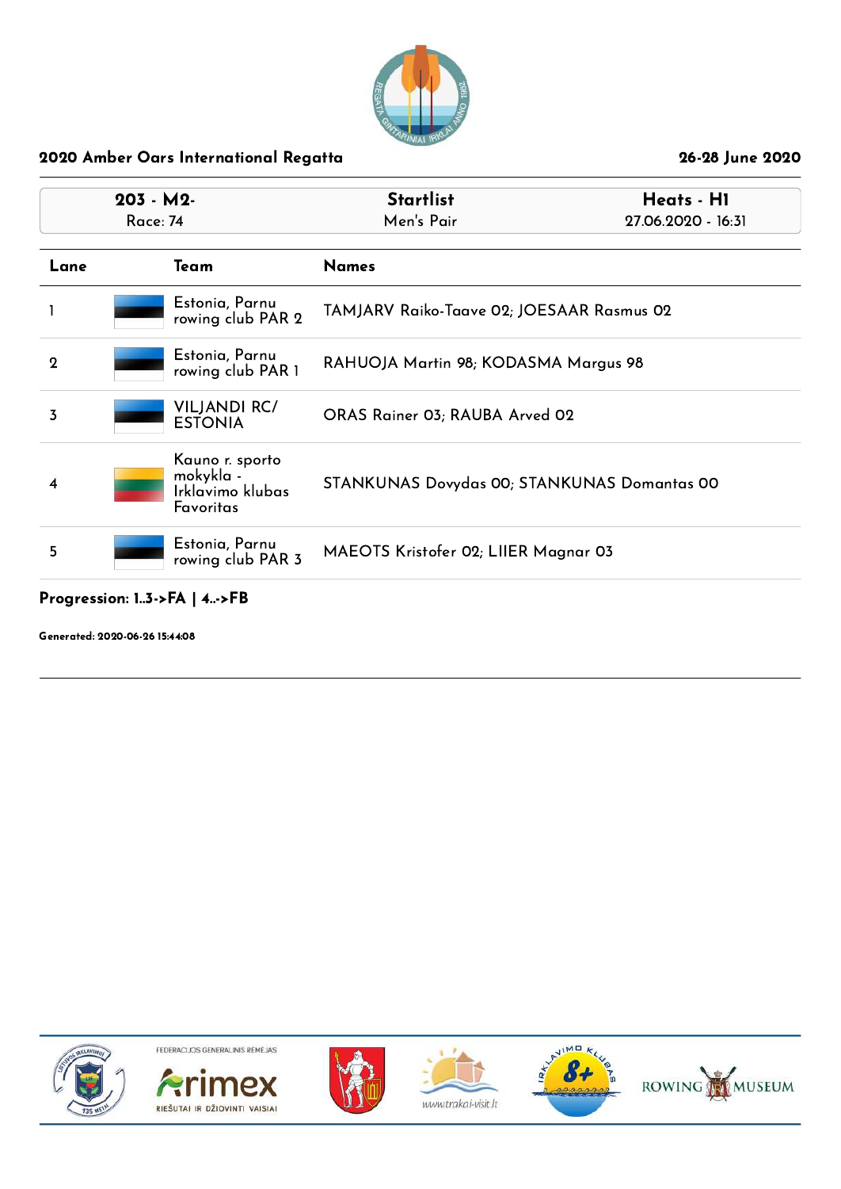## 2020 Amber Oars International Regatta

26-28 June 2020

| 203 - M2- Race: 74 | Startlist Men's Pair | Heats - H1 27.06.2020 - 16:31 |
|---|---|---|

| Lane | Team | Names |
|---|---|---|
| 1 | Estonia, Parnu rowing club PAR 2 | TAMJARV Raiko-Taave 02; JOESAAR Rasmus 02 |
| 2 | Estonia, Parnu rowing club PAR 1 | RAHUOJA Martin 98; KODASMA Margus 98 |
| 3 | VILJANDI RC/ ESTONIA | ORAS Rainer 03; RAUBA Arved 02 |
| 4 | Kauno r. sporto mokykla - Irklavimo klubas Favoritas | STANKUNAS Dovydas 00; STANKUNAS Domantas 00 |
| 5 | Estonia, Parnu rowing club PAR 3 | MAEOTS Kristofer 02; LIIER Magnar 03 |

**Progression: 1..3->FA | 4..->FB**

**Generated: 2020-06-26 15:44:08**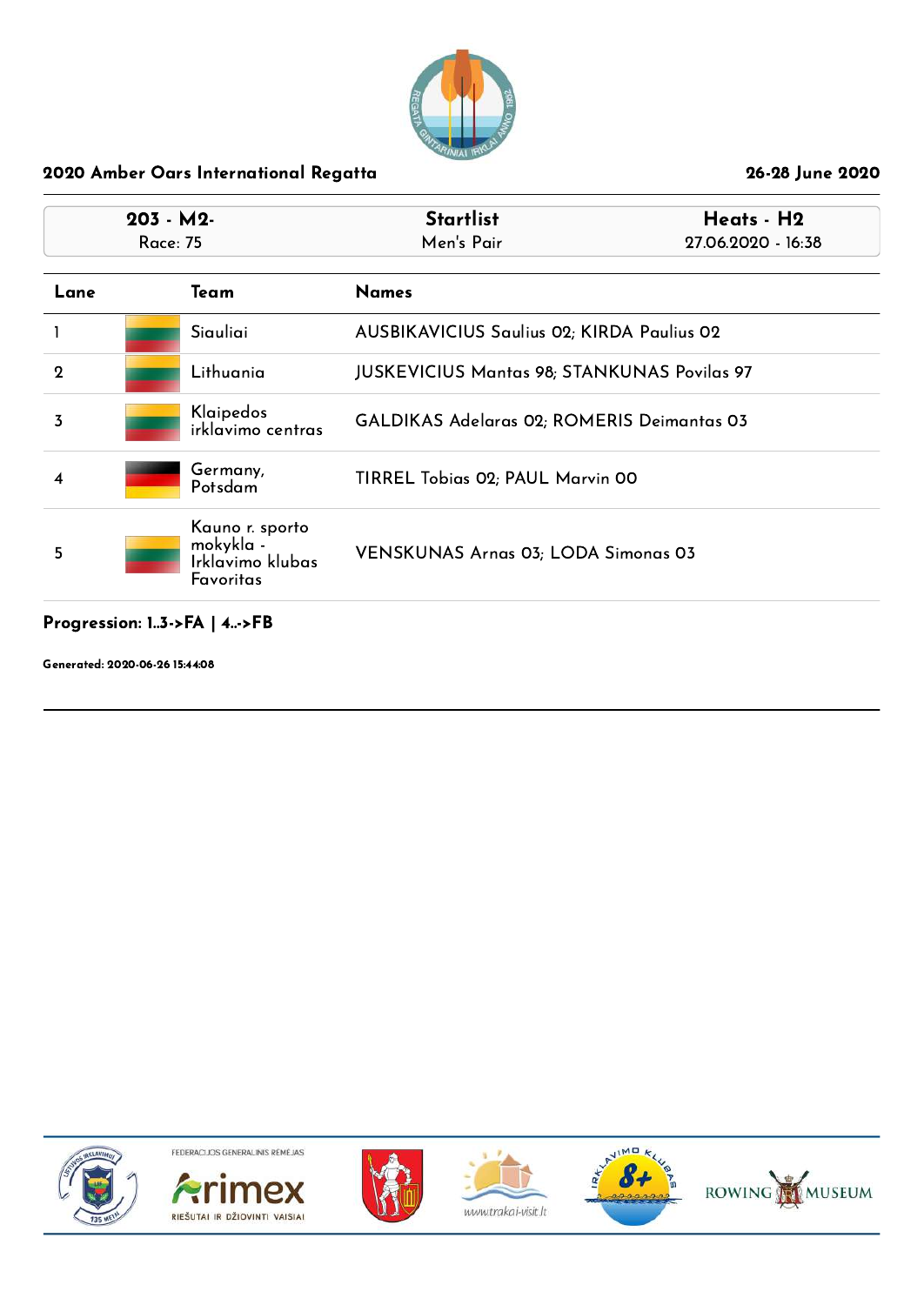## 2020 Amber Oars International Regatta

26-28 June 2020

| 203 - M2- Race: 75 | Startlist Men's Pair | Heats - H2 27.06.2020 - 16:38 |
|---|---|---|

| Lane | Team | Names |
|---|---|---|
| 1 | Siauliai | AUSBIKAVICIUS Saulius 02; KIRDA Paulius 02 |
| 2 | Lithuania | JUSKEVICIUS Mantas 98; STANKUNAS Povilas 97 |
| 3 | Klaipedos irklavimo centras | GALDIKAS Adelaras 02; ROMERIS Deimantas 03 |
| 4 | Germany, Potsdam | TIRREL Tobias 02; PAUL Marvin 00 |
| 5 | Kauno r. sporto mokykla - Irklavimo klubas Favoritas | VENSKUNAS Arnas 03; LODA Simonas 03 |

**Progression: 1..3->FA | 4..->FB**

**Generated: 2020-06-26 15:44:08**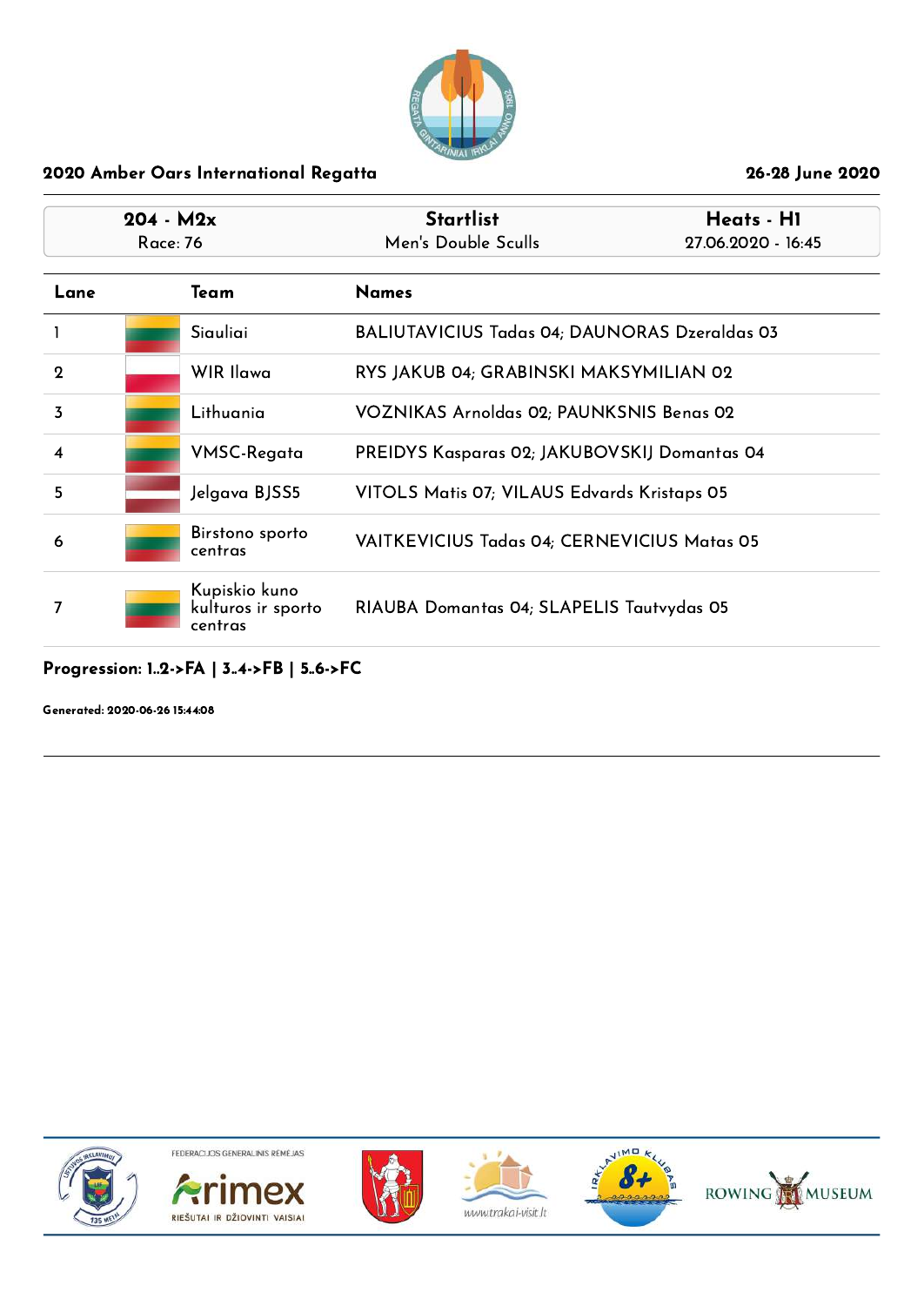2020 Amber Oars International Regatta

26-28 June 2020

| 204 - M2x<br>Race: 76 | Startlist<br>Men's Double Sculls | Heats - H1<br>27.06.2020 - 16:45 |
|---|---|---|

| Lane | Team | Names |
|---|---|---|
| 1 | Siauliai | BALIUTAVICIUS Tadas 04; DAUNORAS Dzeraldas 03 |
| 2 | WIR Ilawa | RYS JAKUB 04; GRABINSKI MAKSYMILIAN 02 |
| 3 | Lithuania | VOZNIKAS Arnoldas 02; PAUNKSNIS Benas 02 |
| 4 | VMSC-Regata | PREIDYS Kasparas 02; JAKUBOVSKIJ Domantas 04 |
| 5 | Jelgava BJSS5 | VITOLS Matis 07; VILAUS Edvards Kristaps 05 |
| 6 | Birstono sporto centras | VAITKEVICIUS Tadas 04; CERNEVICIUS Matas 05 |
| 7 | Kupiskio kuno kulturos ir sporto centras | RIAUBA Domantas 04; SLAPELIS Tautvydas 05 |

**Progression: 1..2->FA | 3..4->FB | 5..6->FC**

**Generated: 2020-06-26 15:44:08**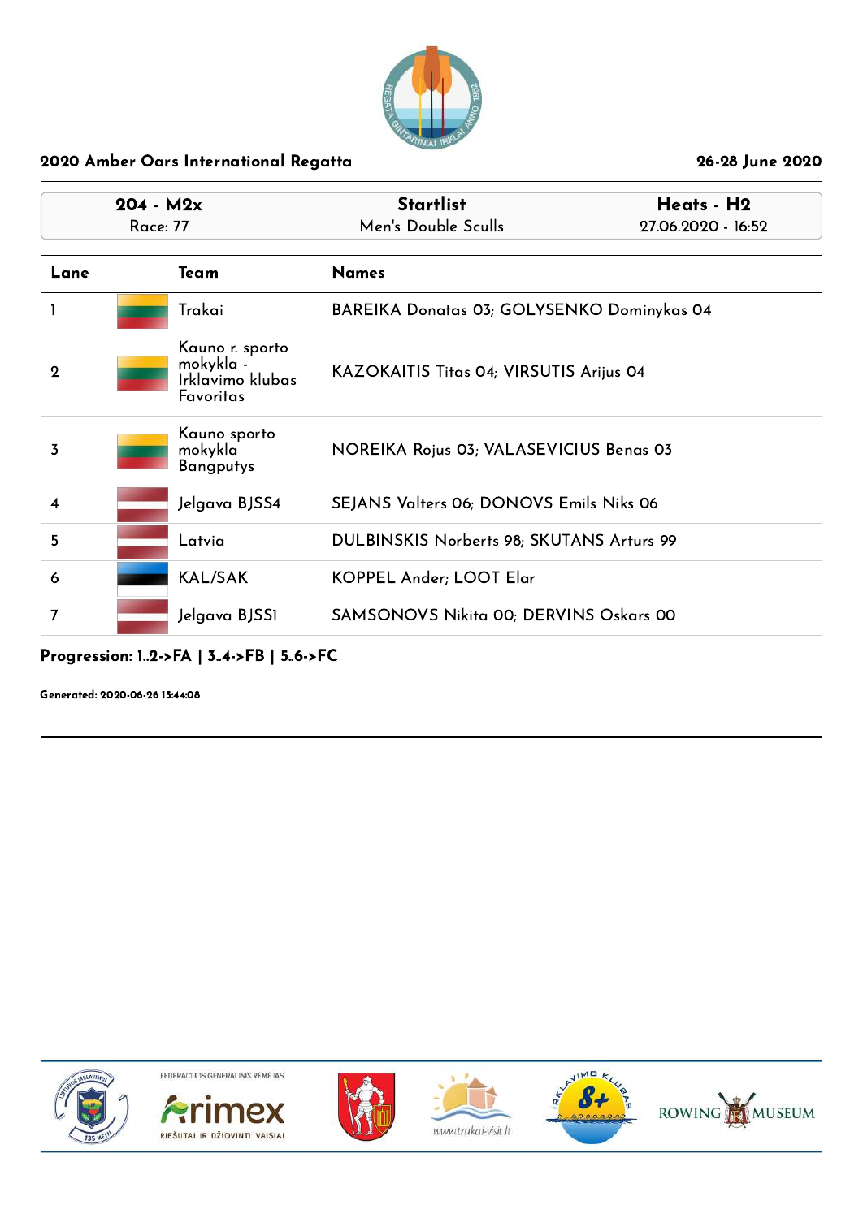## 2020 Amber Oars International Regatta

26-28 June 2020

| 204 - M2x<br>Race: 77 | Startlist<br>Men's Double Sculls | Heats - H2<br>27.06.2020 - 16:52 |
|---|---|---|

| Lane | Team | Names |
|---|---|---|
| 1 | Trakai | BAREIKA Donatas 03; GOLYSENKO Dominykas 04 |
| 2 | Kauno r. sporto mokykla - Irklavimo klubas Favoritas | KAZOKAITIS Titas 04; VIRSUTIS Arijus 04 |
| 3 | Kauno sporto mokykla Bangputys | NOREIKA Rojus 03; VALASEVICIUS Benas 03 |
| 4 | Jelgava BJSS4 | SEJANS Valters 06; DONOVS Emils Niks 06 |
| 5 | Latvia | DULBINSKIS Norberts 98; SKUTANS Arturs 99 |
| 6 | KAL/SAK | KOPPEL Ander; LOOT Elar |
| 7 | Jelgava BJSS1 | SAMSONOVS Nikita 00; DERVINS Oskars 00 |

**Progression: 1..2->FA | 3..4->FB | 5..6->FC**

**Generated: 2020-06-26 15:44:08**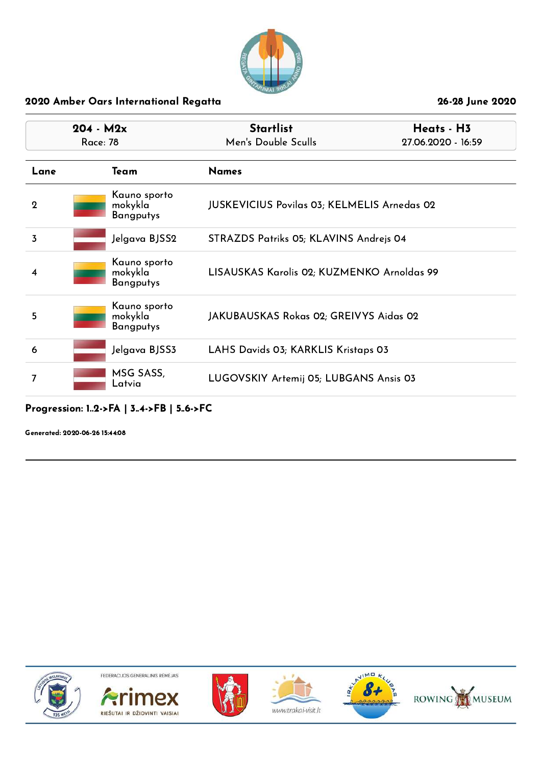## 2020 Amber Oars International Regatta

26-28 June 2020

| 204 - M2x<br>Race: 78 | Startlist<br>Men's Double Sculls | Heats - H3<br>27.06.2020 - 16:59 |
|---|---|---|

| Lane | Team | Names |
|---|---|---|
| 2 | Kauno sporto mokykla Bangputys | JUSKEVICIUS Povilas 03; KELMELIS Arnedas 02 |
| 3 | Jelgava BJSS2 | STRAZDS Patriks 05; KLAVINS Andrejs 04 |
| 4 | Kauno sporto mokykla Bangputys | LISAUSKAS Karolis 02; KUZMENKO Arnoldas 99 |
| 5 | Kauno sporto mokykla Bangputys | JAKUBAUSKAS Rokas 02; GREIVYS Aidas 02 |
| 6 | Jelgava BJSS3 | LAHS Davids 03; KARKLIS Kristaps 03 |
| 7 | MSG SASS, Latvia | LUGOVSKIY Artemij 05; LUBGANS Ansis 03 |

**Progression: 1..2->FA | 3..4->FB | 5..6->FC**

**Generated: 2020-06-26 15:44:08**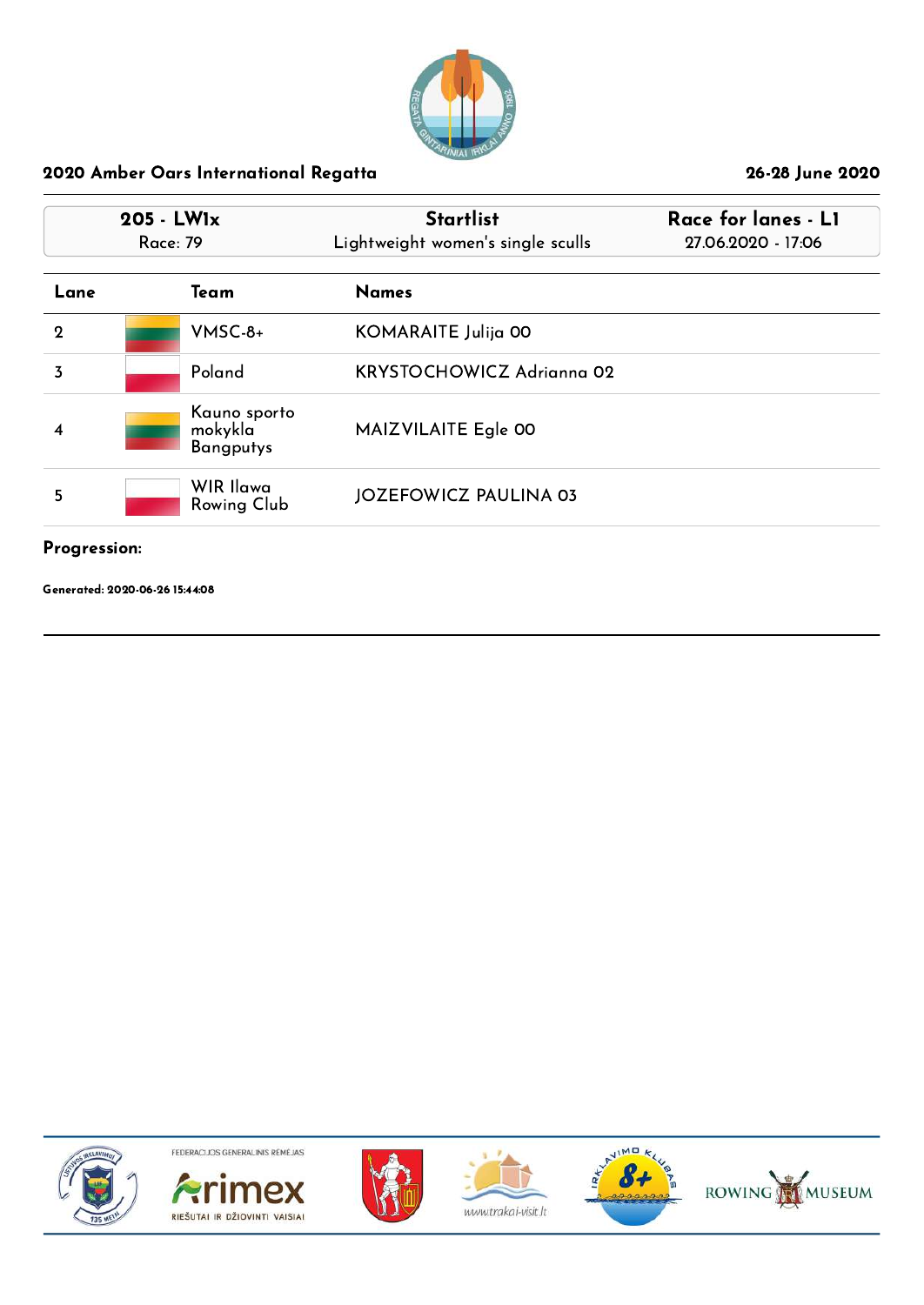## 2020 Amber Oars International Regatta

26-28 June 2020

| 205 - LW1x | Startlist | Race for lanes - L1 |
| --- | --- | --- |
| Race: 79 | Lightweight women's single sculls | 27.06.2020 - 17:06 |

| Lane | Team | Names |
| --- | --- | --- |
| 2 | VMSC-8+ | KOMARAITE Julija 00 |
| 3 | Poland | KRYSTOCHOWICZ Adrianna 02 |
| 4 | Kauno sporto mokykla Bangputys | MAIZVILAITE Egle 00 |
| 5 | WIR Ilawa Rowing Club | JOZEFOWICZ PAULINA 03 |

**Progression:**

**Generated: 2020-06-26 15:44:08**

FEDERACIJOS GENERALINIS RĖMĖJAS

Arimex

RIEŠUTAI IR DŽIOVINTI VAISIAI

www.trakai-visit.lt

ROWING MUSEUM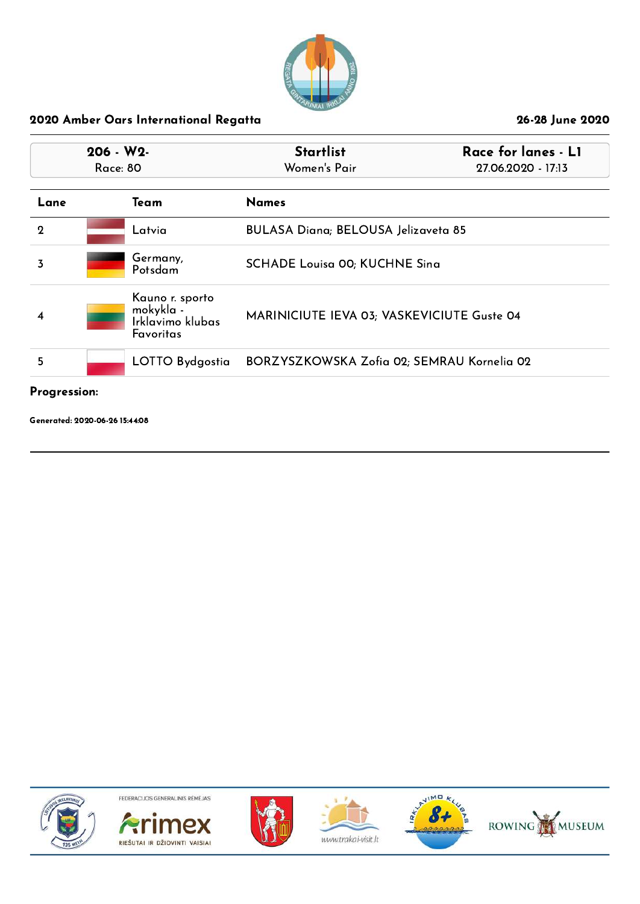## 2020 Amber Oars International Regatta

26-28 June 2020

| 206 - W2- Race: 80 | Startlist Women's Pair | Race for lanes - L1 27.06.2020 - 17:13 |
|---|---|---|

| Lane | Team | Names |
|---|---|---|
| 2 | Latvia | BULASA Diana; BELOUSA Jelizaveta 85 |
| 3 | Germany, Potsdam | SCHADE Louisa 00; KUCHNE Sina |
| 4 | Kauno r. sporto mokykla - Irklavimo klubas Favoritas | MARINICIUTE IEVA 03; VASKEVICIUTE Guste 04 |
| 5 | LOTTO Bydgostia | BORZYSZKOWSKA Zofia 02; SEMRAU Kornelia 02 |

**Progression:**

**Generated: 2020-06-26 15:44:08**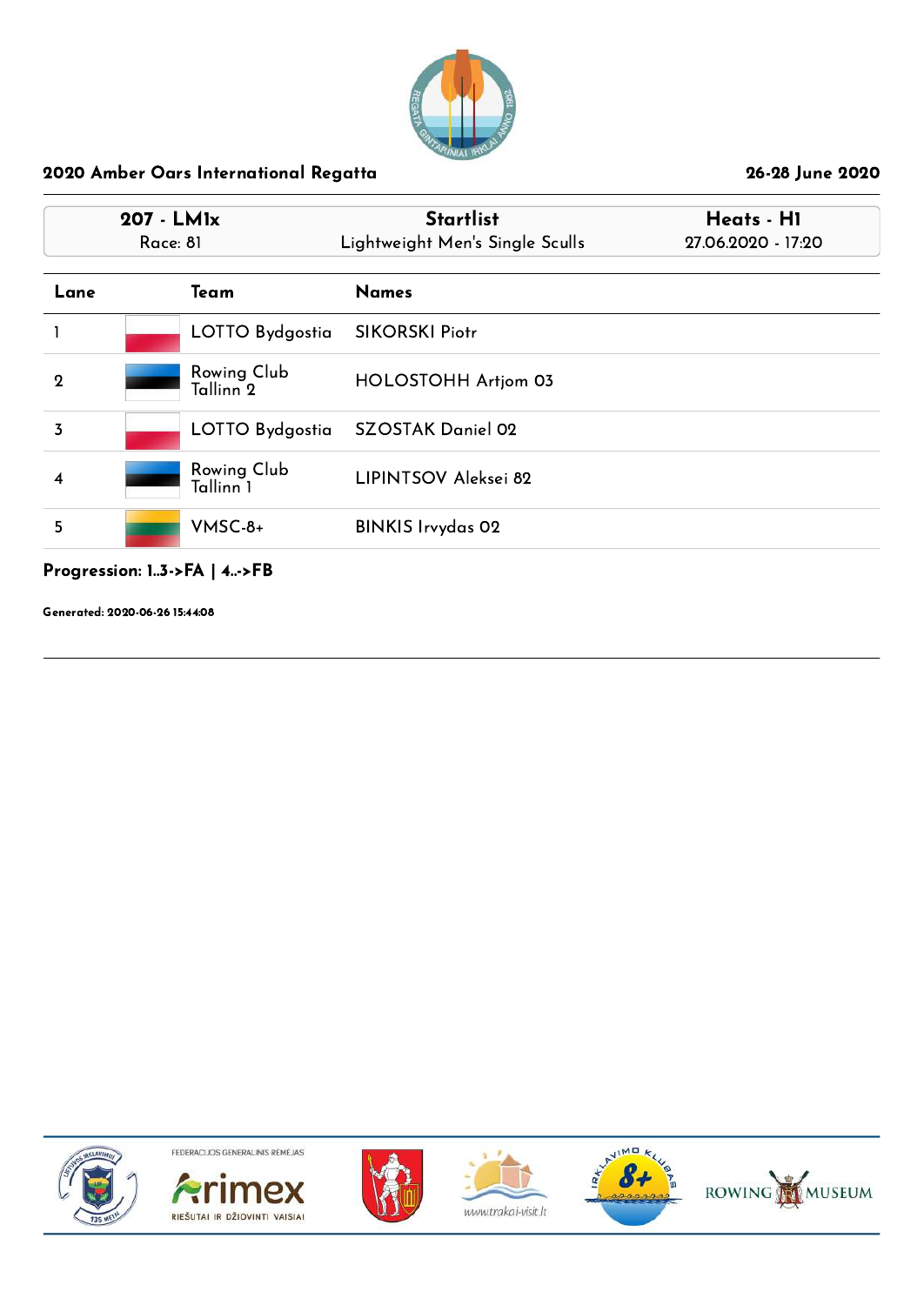## 2020 Amber Oars International Regatta

26-28 June 2020

| 207 - LM1x | Startlist | Heats - H1 |
|---|---|---|
| Race: 81 | Lightweight Men's Single Sculls | 27.06.2020 - 17:20 |

| Lane | Team | Names |
|---|---|---|
| 1 | LOTTO Bydgostia | SIKORSKI Piotr |
| 2 | Rowing Club Tallinn 2 | HOLOSTOHH Artjom 03 |
| 3 | LOTTO Bydgostia | SZOSTAK Daniel 02 |
| 4 | Rowing Club Tallinn 1 | LIPINTSOV Aleksei 82 |
| 5 | VMSC-8+ | BINKIS Irvydas 02 |

**Progression: 1..3->FA | 4..->FB**

**Generated: 2020-06-26 15:44:08**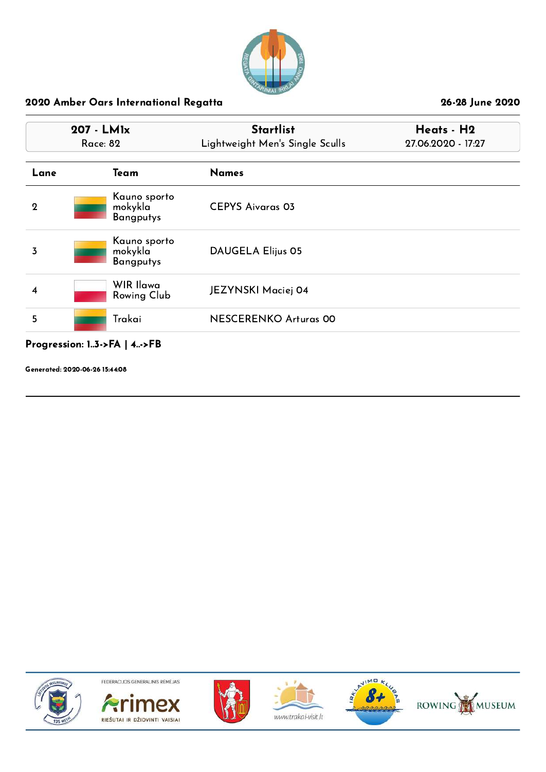## 2020 Amber Oars International Regatta

26-28 June 2020

| 207 - LM1x | Startlist | Heats - H2 |
|---|---|---|
| Race: 82 | Lightweight Men's Single Sculls | 27.06.2020 - 17:27 |

| Lane | Team | Names |
|---|---|---|
| 2 | Kauno sporto mokykla Bangputys | CEPYS Aivaras 03 |
| 3 | Kauno sporto mokykla Bangputys | DAUGELA Elijus 05 |
| 4 | WIR Ilawa Rowing Club | JEZYNSKI Maciej 04 |
| 5 | Trakai | NESCERENKO Arturas 00 |

**Progression: 1..3->FA | 4..->FB**

**Generated: 2020-06-26 15:44:08**

FEDERACIJOS GENERALINIS RĖMĖJAS

Arimex

RIEŠUTAI IR DŽIOVINTI VAISIAI

www.trakai-visit.lt

ROWING MUSEUM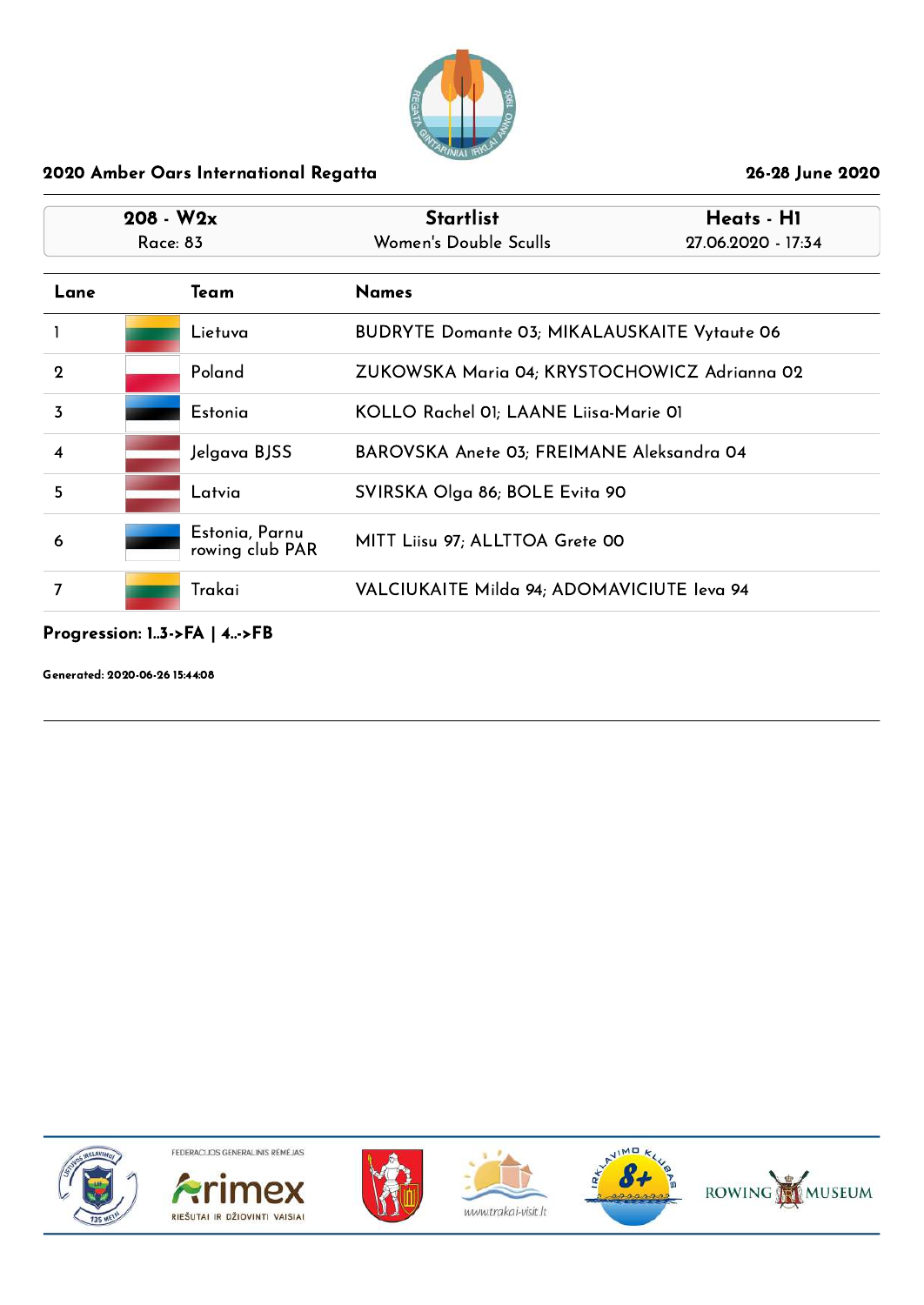## 2020 Amber Oars International Regatta

26-28 June 2020

| 208 - W2x | Startlist | Heats - H1 |
|---|---|---|
| Race: 83 | Women's Double Sculls | 27.06.2020 - 17:34 |

| Lane | Team | Names |
|---|---|---|
| 1 | Lietuva | BUDRYTE Domante 03; MIKALAUSKAITE Vytaute 06 |
| 2 | Poland | ZUKOWSKA Maria 04; KRYSTOCHOWICZ Adrianna 02 |
| 3 | Estonia | KOLLO Rachel 01; LAANE Liisa-Marie 01 |
| 4 | Jelgava BJSS | BAROVSKA Anete 03; FREIMANE Aleksandra 04 |
| 5 | Latvia | SVIRSKA Olga 86; BOLE Evita 90 |
| 6 | Estonia, Parnu rowing club PAR | MITT Liisu 97; ALLTTOA Grete 00 |
| 7 | Trakai | VALCIUKAITE Milda 94; ADOMAVICIUTE Ieva 94 |

**Progression: 1..3->FA | 4..->FB**

**Generated: 2020-06-26 15:44:08**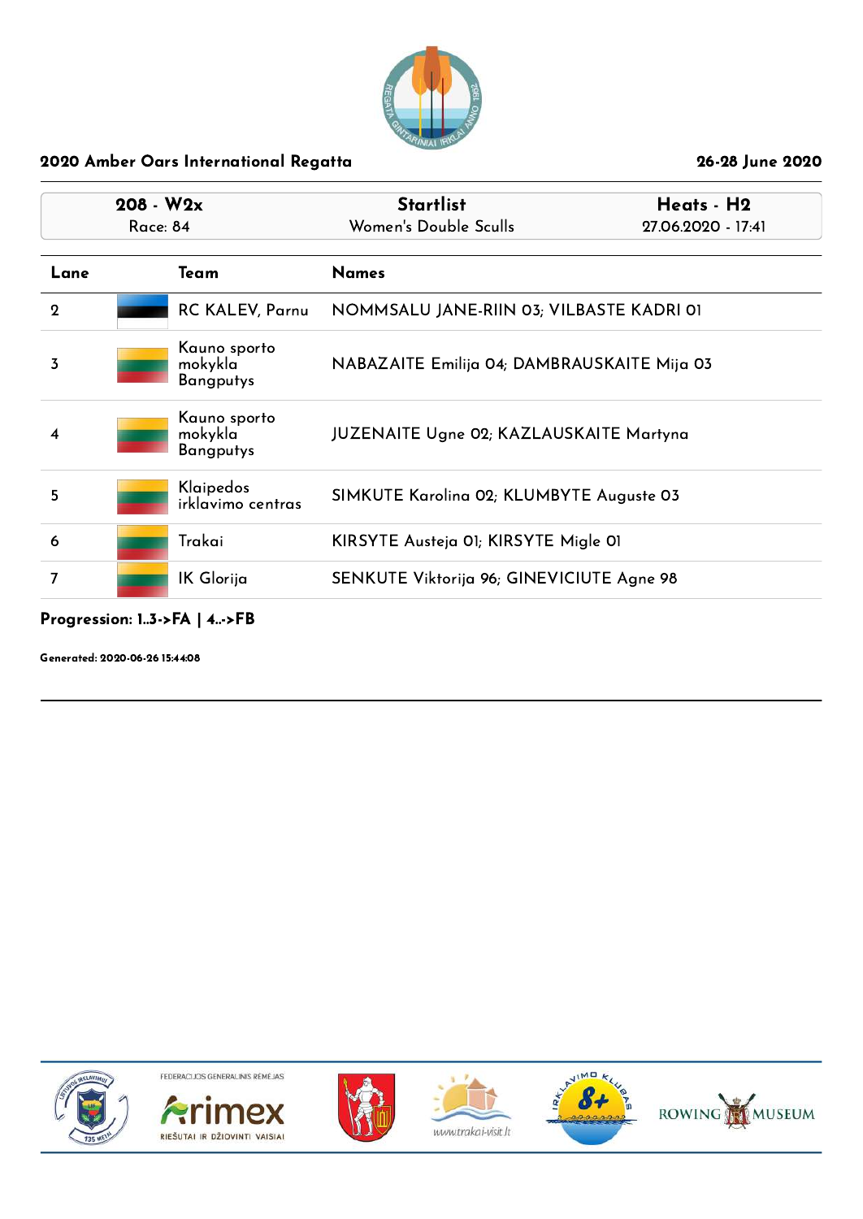## 2020 Amber Oars International Regatta

26-28 June 2020

| 208 - W2x<br>Race: 84 | Startlist<br>Women's Double Sculls | Heats - H2<br>27.06.2020 - 17:41 |
|---|---|---|

| Lane | Team | Names |
|---|---|---|
| 2 | RC KALEV, Parnu | NOMMSALU JANE-RIIN 03; VILBASTE KADRI 01 |
| 3 | Kauno sporto mokykla Bangputys | NABAZAITE Emilija 04; DAMBRAUSKAITE Mija 03 |
| 4 | Kauno sporto mokykla Bangputys | JUZENAITE Ugne 02; KAZLAUSKAITE Martyna |
| 5 | Klaipedos irklavimo centras | SIMKUTE Karolina 02; KLUMBYTE Auguste 03 |
| 6 | Trakai | KIRSYTE Austeja 01; KIRSYTE Migle 01 |
| 7 | IK Glorija | SENKUTE Viktorija 96; GINEVICIUTE Agne 98 |

**Progression: 1..3->FA | 4..->FB**

**Generated: 2020-06-26 15:44:08**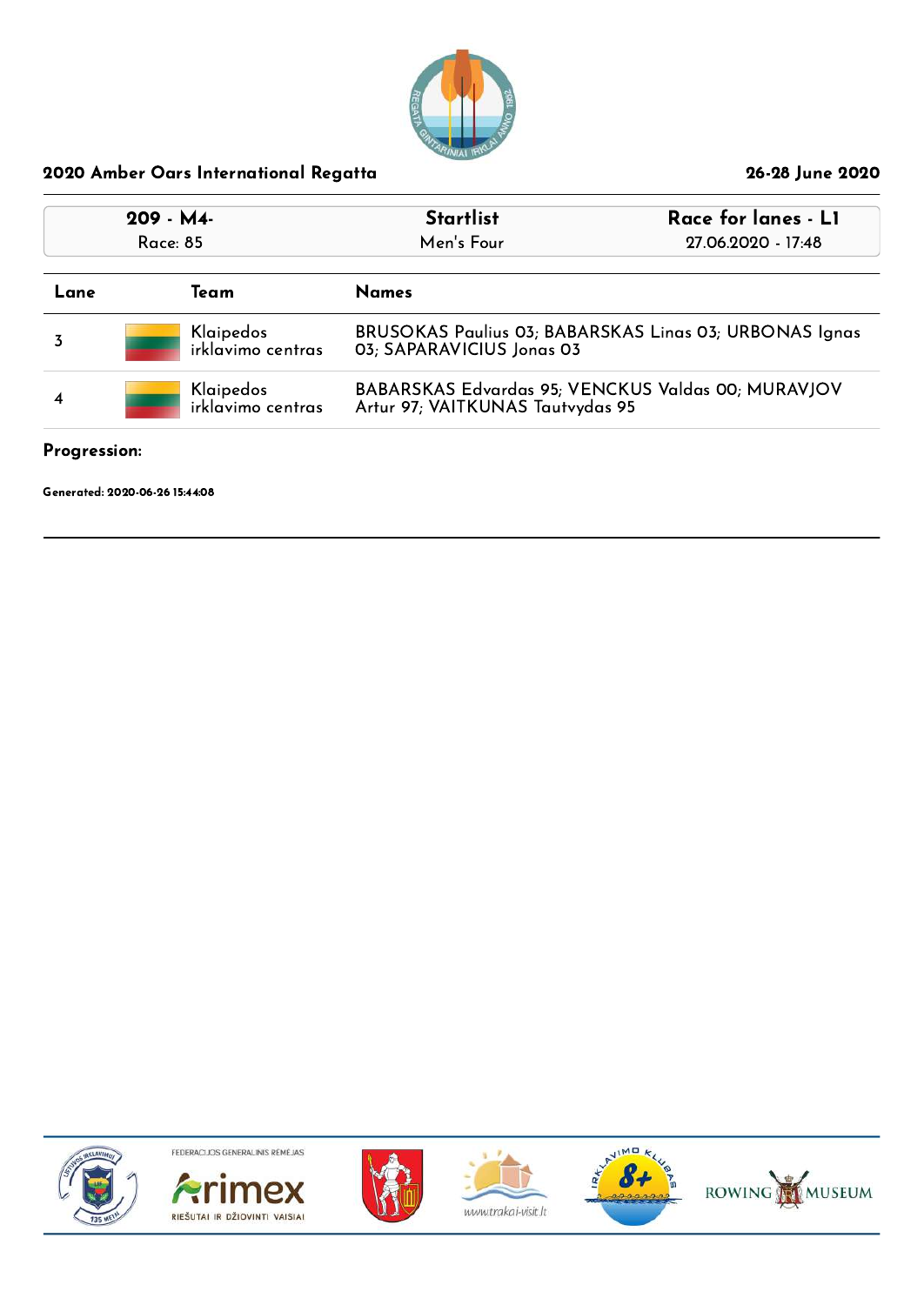## 2020 Amber Oars International Regatta

26-28 June 2020

| 209 - M4- | Startlist | Race for lanes - L1 |
|---|---|---|
| Race: 85 | Men's Four | 27.06.2020 - 17:48 |

| Lane | Team | Names |
|---|---|---|
| 3 | Klaipedos irklavimo centras | BRUSOKAS Paulius 03; BABARSKAS Linas 03; URBONAS Ignas 03; SAPARAVICIUS Jonas 03 |
| 4 | Klaipedos irklavimo centras | BABARSKAS Edvardas 95; VENCKUS Valdas 00; MURAVJOV Artur 97; VAITKUNAS Tautvydas 95 |

**Progression:**

**Generated: 2020-06-26 15:44:08**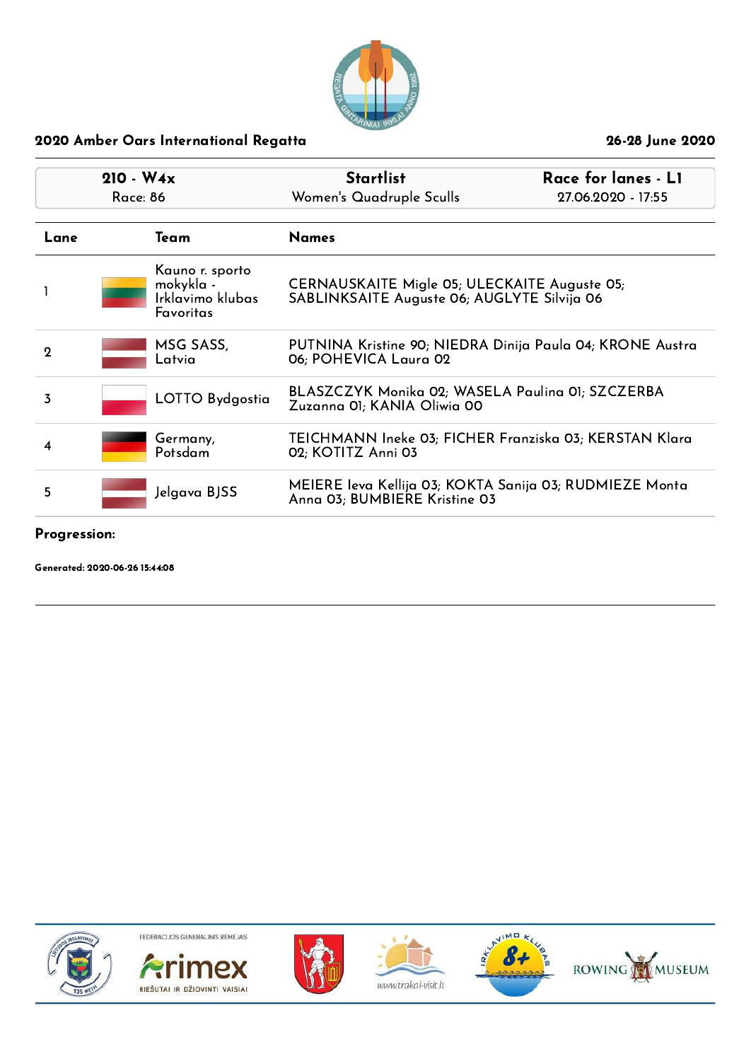## 2020 Amber Oars International Regatta

26-28 June 2020

| 210 - W4x | Startlist | Race for lanes - L1 |
|---|---|---|
| Race: 86 | Women's Quadruple Sculls | 27.06.2020 - 17:55 |

| Lane | Team | Names |
|---|---|---|
| 1 | Kauno r. sporto mokykla - Irklavimo klubas Favoritas | CERNAUSKAITE Migle 05; ULECKAITE Auguste 05; SABLINKSAITE Auguste 06; AUGLYTE Silvija 06 |
| 2 | MSG SASS, Latvia | PUTNINA Kristine 90; NIEDRA Dinija Paula 04; KRONE Austra 06; POHEVICA Laura 02 |
| 3 | LOTTO Bydgostia | BLASZCZYK Monika 02; WASELA Paulina 01; SZCZERBA Zuzanna 01; KANIA Oliwia 00 |
| 4 | Germany, Potsdam | TEICHMANN Ineke 03; FICHER Franziska 03; KERSTAN Klara 02; KOTITZ Anni 03 |
| 5 | Jelgava BJSS | MEIERE Ieva Kellija 03; KOKTA Sanija 03; RUDMIEZE Monta Anna 03; BUMBIERE Kristine 03 |

**Progression:**

**Generated: 2020-06-26 15:44:08**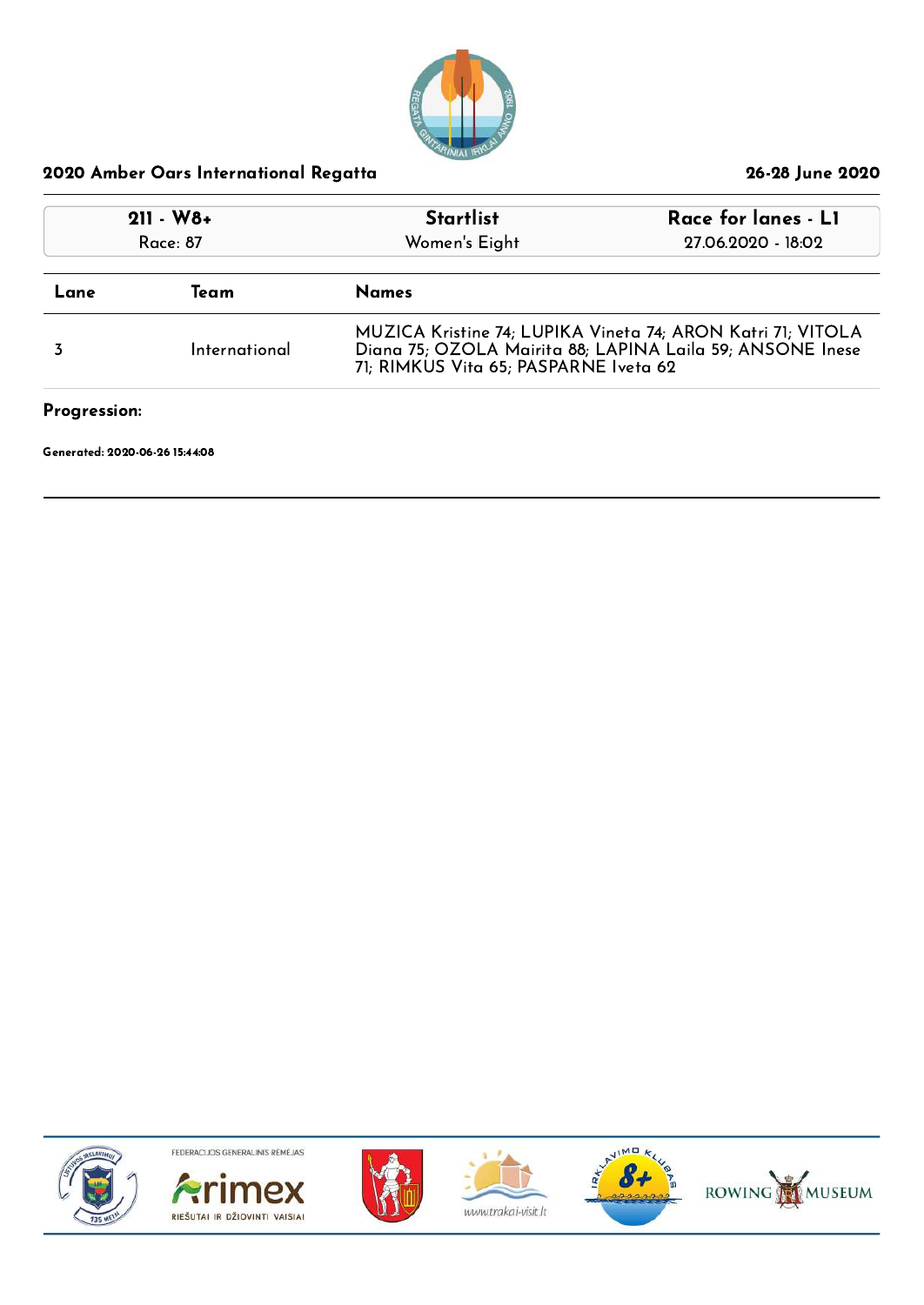## 2020 Amber Oars International Regatta

26-28 June 2020

| 211 - W8+ | Startlist | Race for lanes - L1 |
|---|---|---|
| Race: 87 | Women's Eight | 27.06.2020 - 18:02 |

| Lane | Team | Names |
|---|---|---|
| 3 | International | MUZICA Kristine 74; LUPIKA Vineta 74; ARON Katri 71; VITOLA Diana 75; OZOLA Mairita 88; LAPINA Laila 59; ANSONE Inese 71; RIMKUS Vita 65; PASPARNE Iveta 62 |

**Progression:**

**Generated: 2020-06-26 15:44:08**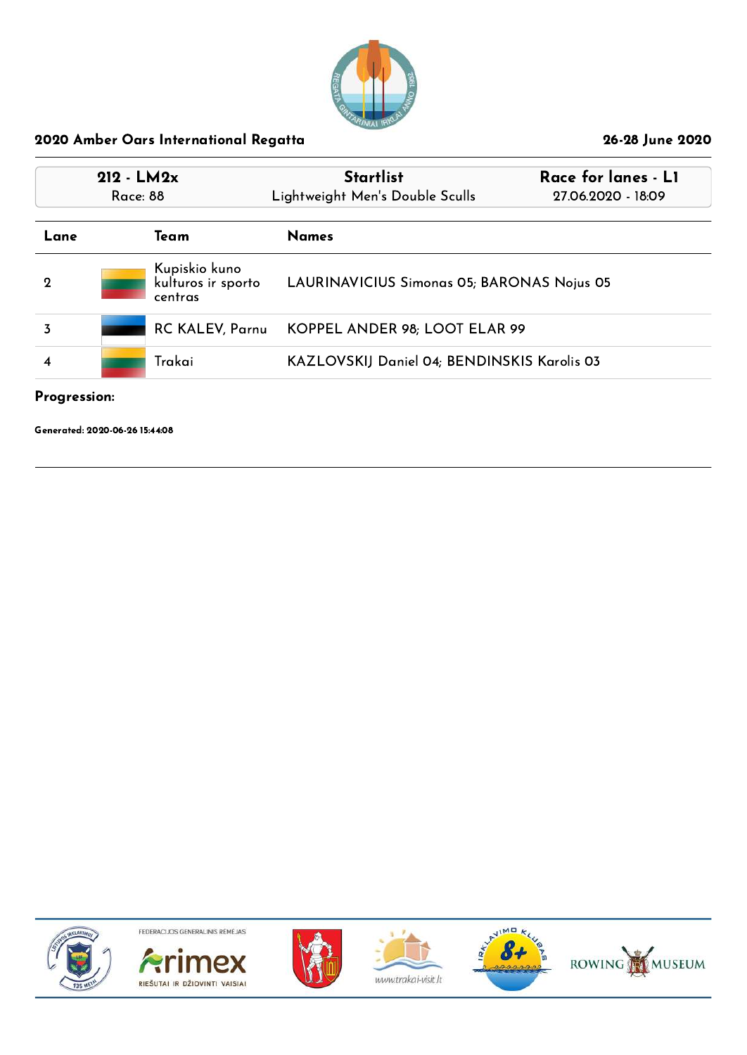## 2020 Amber Oars International Regatta

26-28 June 2020

| 212 - LM2x | Startlist | Race for lanes - L1 |
|---|---|---|
| Race: 88 | Lightweight Men's Double Sculls | 27.06.2020 - 18:09 |

| Lane | Team | Names |
|---|---|---|
| 2 | Kupiskio kuno kulturos ir sporto centras | LAURINAVICIUS Simonas 05; BARONAS Nojus 05 |
| 3 | RC KALEV, Parnu | KOPPEL ANDER 98; LOOT ELAR 99 |
| 4 | Trakai | KAZLOVSKIJ Daniel 04; BENDINSKIS Karolis 03 |

**Progression:**

**Generated: 2020-06-26 15:44:08**

FEDERACIJOS GENERALINIS RĖMĖJAS

Arimex RIEŠUTAI IR DŽIOVINTI VAISIAI

www.trakai-visit.lt

ROWING MUSEUM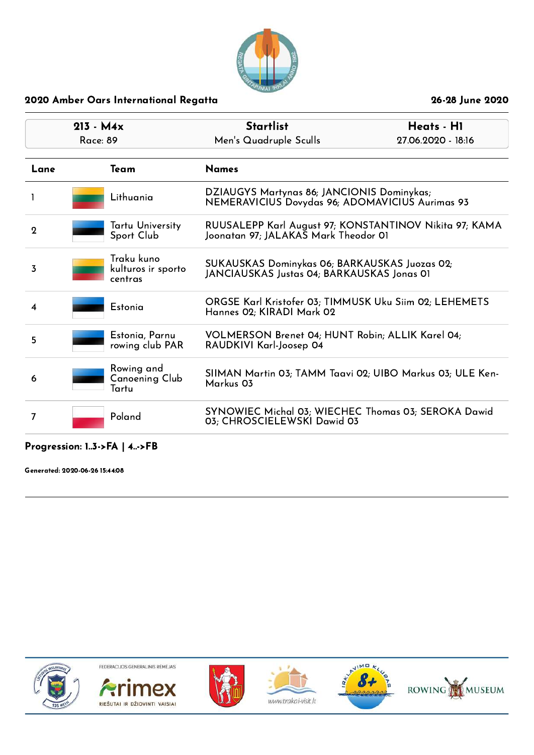## 2020 Amber Oars International Regatta

26-28 June 2020

| 213 - M4x | Startlist | Heats - H1 |
|---|---|---|
| Race: 89 | Men's Quadruple Sculls | 27.06.2020 - 18:16 |

| Lane | Team | Names |
|---|---|---|
| 1 | Lithuania | DZIAUGYS Martynas 86; JANCIONIS Dominykas; NEMERAVICIUS Dovydas 96; ADOMAVICIUS Aurimas 93 |
| 2 | Tartu University Sport Club | RUUSALEPP Karl August 97; KONSTANTINOV Nikita 97; KAMA Joonatan 97; JALAKAS Mark Theodor 01 |
| 3 | Traku kuno kulturos ir sporto centras | SUKAUSKAS Dominykas 06; BARKAUSKAS Juozas 02; JANCIAUSKAS Justas 04; BARKAUSKAS Jonas 01 |
| 4 | Estonia | ORGSE Karl Kristofer 03; TIMMUSK Uku Siim 02; LEHEMETS Hannes 02; KIRADI Mark 02 |
| 5 | Estonia, Parnu rowing club PAR | VOLMERSON Brenet 04; HUNT Robin; ALLIK Karel 04; RAUDKIVI Karl-Joosep 04 |
| 6 | Rowing and Canoening Club Tartu | SIIMAN Martin 03; TAMM Taavi 02; UIBO Markus 03; ULE Ken-Markus 03 |
| 7 | Poland | SYNOWIEC Michal 03; WIECHEC Thomas 03; SEROKA Dawid 03; CHROSCIELEWSKI Dawid 03 |

**Progression: 1..3->FA | 4..->FB**

**Generated: 2020-06-26 15:44:08**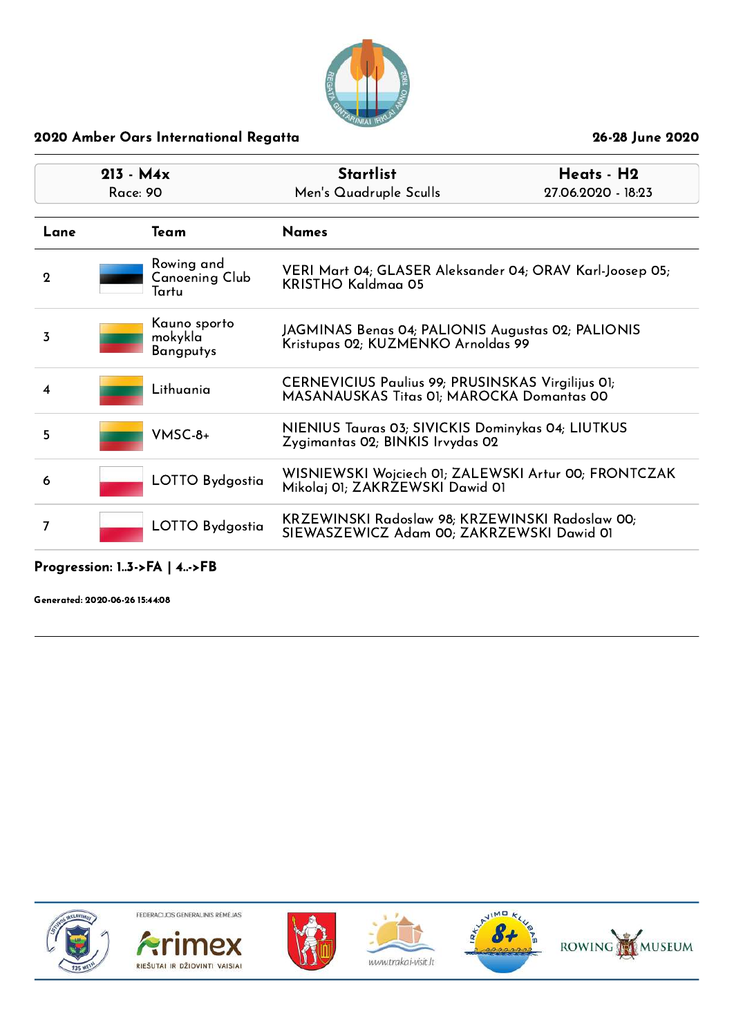## 2020 Amber Oars International Regatta

26-28 June 2020

| 213 - M4x<br>Race: 90 | Startlist<br>Men's Quadruple Sculls | Heats - H2<br>27.06.2020 - 18:23 |
|---|---|---|

| Lane | Team | Names |
|---|---|---|
| 2 | Rowing and Canoeing Club Tartu | VERI Mart 04; GLASER Aleksander 04; ORAV Karl-Joosep 05; KRISTHO Kaldmaa 05 |
| 3 | Kauno sporto mokykla Bangputys | JAGMINAS Benas 04; PALIONIS Augustas 02; PALIONIS Kristupas 02; KUZMENKO Arnoldas 99 |
| 4 | Lithuania | CERNEVICIUS Paulius 99; PRUSINSKAS Virgilijus 01; MASANAUSKAS Titas 01; MAROCKA Domantas 00 |
| 5 | VMSC-8+ | NIENIUS Tauras 03; SIVICKIS Dominykas 04; LIUTKUS Zygimantas 02; BINKIS Irvydas 02 |
| 6 | LOTTO Bydgostia | WISNIEWSKI Wojciech 01; ZALEWSKI Artur 00; FRONTCZAK Mikolaj 01; ZAKRZEWSKI Dawid 01 |
| 7 | LOTTO Bydgostia | KRZEWINSKI Radoslaw 98; KRZEWINSKI Radoslaw 00; SIEWASZEWICZ Adam 00; ZAKRZEWSKI Dawid 01 |

**Progression: 1..3->FA | 4..->FB**

**Generated: 2020-06-26 15:44:08**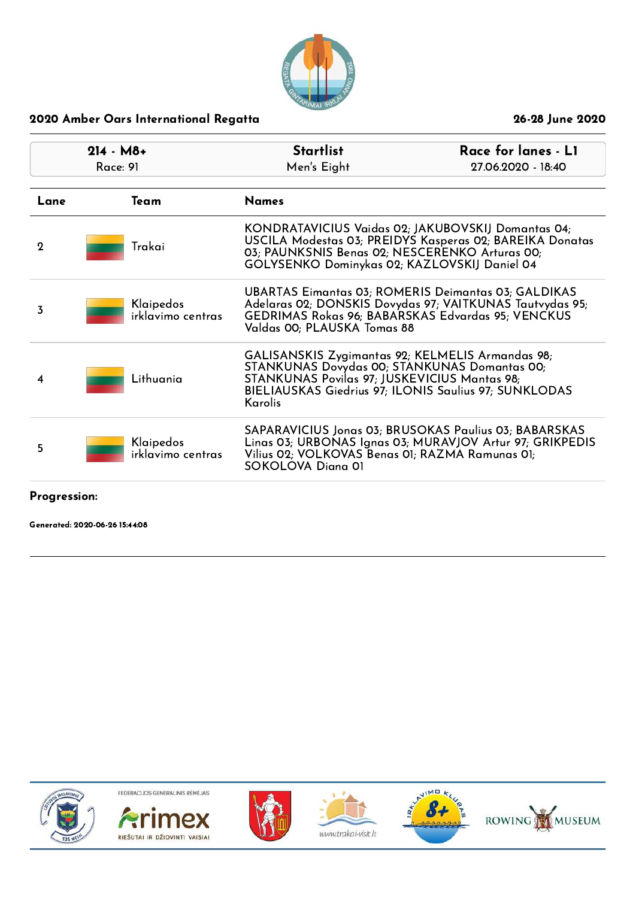## 2020 Amber Oars International Regatta

26-28 June 2020

| 214 - M8+ | Startlist | Race for lanes - L1 |
|---|---|---|
| Race: 91 | Men's Eight | 27.06.2020 - 18:40 |

| Lane | Team | Names |
|---|---|---|
| 2 | Trakai | KONDRATAVICIUS Vaidas 02; JAKUBOVSKIJ Domantas 04; USCILA Modestas 03; PREIDYS Kasperas 02; BAREIKA Donatas 03; PAUNKSNIS Benas 02; NESCERENKO Arturas 00; GOLYSENKO Dominykas 02; KAZLOVSKIJ Daniel 04 |
| 3 | Klaipedos irklavimo centras | UBARTAS Eimantas 03; ROMERIS Deimantas 03; GALDIKAS Adelaras 02; DONSKIS Dovydas 97; VAITKUNAS Tautvydas 95; GEDRIMAS Rokas 96; BABARSKAS Edvardas 95; VENCKUS Valdas 00; PLAUSKA Tomas 88 |
| 4 | Lithuania | GALISANSKIS Zygimantas 92; KELMELIS Armandas 98; STANKUNAS Dovydas 00; STANKUNAS Domantas 00; STANKUNAS Povilas 97; JUSKEVICIUS Mantas 98; BIELIAUSKAS Giedrius 97; ILONIS Saulius 97; SUNKLODAS Karolis |
| 5 | Klaipedos irklavimo centras | SAPARAVICIUS Jonas 03; BRUSOKAS Paulius 03; BABARSKAS Linas 03; URBONAS Ignas 03; MURAVJOV Artur 97; GRIKPEDIS Vilius 02; VOLKOVAS Benas 01; RAZMA Ramunas 01; SOKOLOVA Diana 01 |

**Progression:**

**Generated: 2020-06-26 15:44:08**